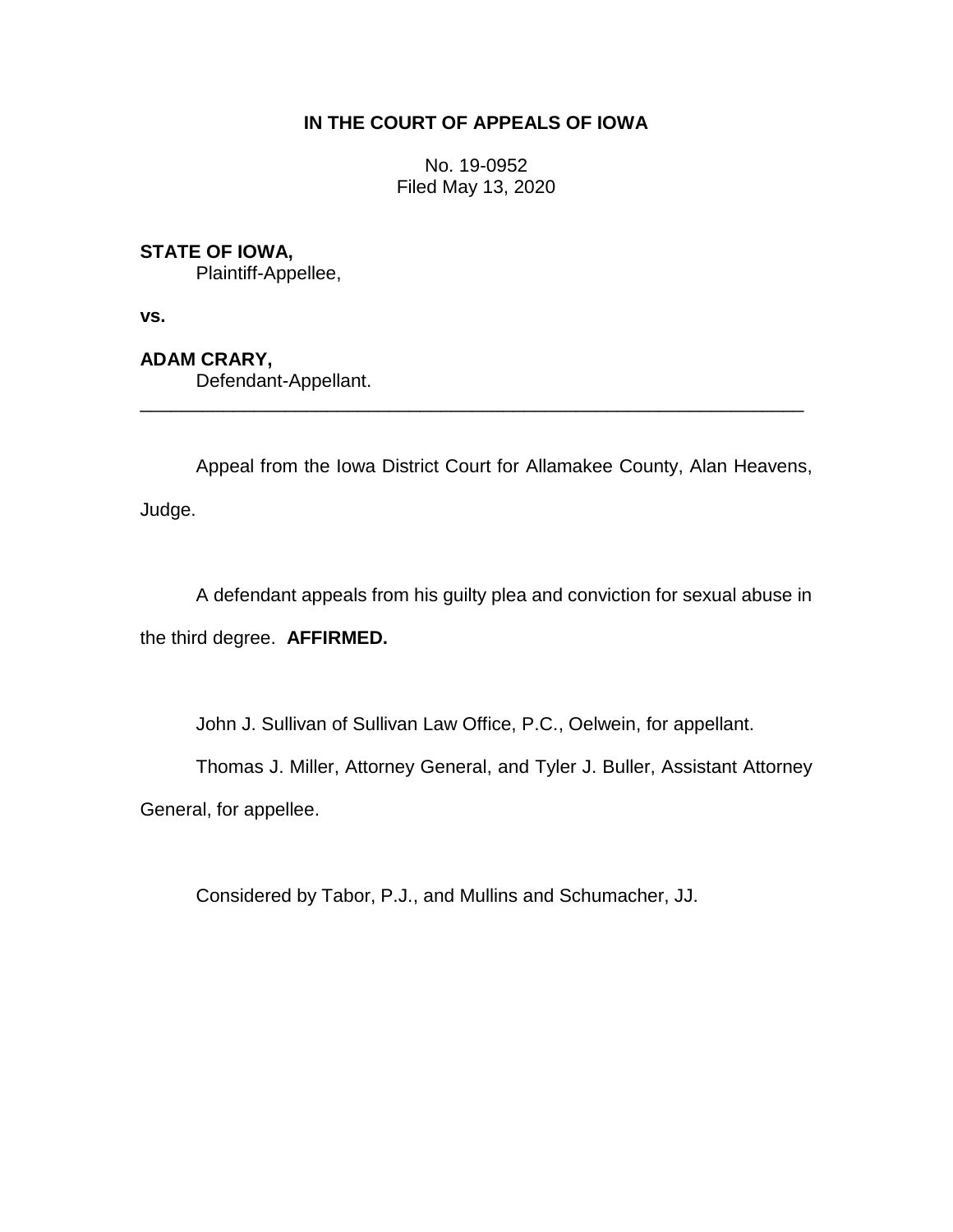**IN THE COURT OF APPEALS OF IOWA**

No. 19-0952
Filed May 13, 2020

**STATE OF IOWA,**
Plaintiff-Appellee,

**vs.**

**ADAM CRARY,**
Defendant-Appellant.

---

Appeal from the Iowa District Court for Allamakee County, Alan Heavens, Judge.

A defendant appeals from his guilty plea and conviction for sexual abuse in the third degree. **AFFIRMED.**

John J. Sullivan of Sullivan Law Office, P.C., Oelwein, for appellant.

Thomas J. Miller, Attorney General, and Tyler J. Buller, Assistant Attorney General, for appellee.

Considered by Tabor, P.J., and Mullins and Schumacher, JJ.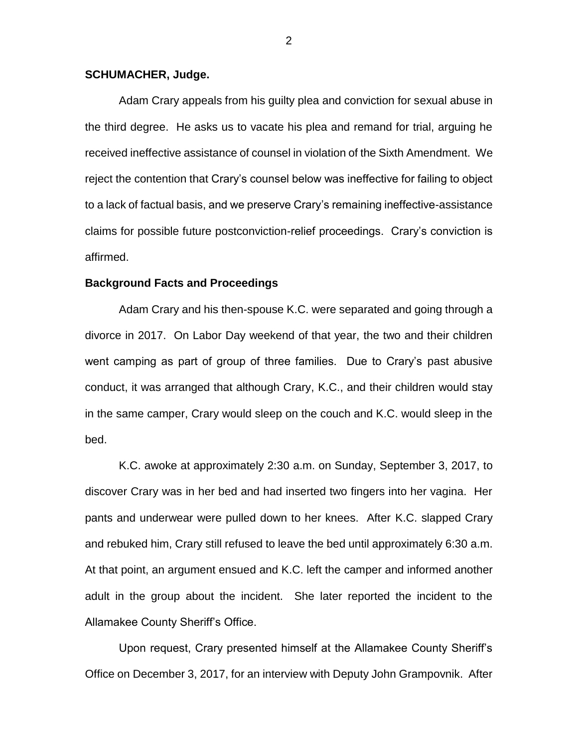**SCHUMACHER, Judge.**

Adam Crary appeals from his guilty plea and conviction for sexual abuse in the third degree. He asks us to vacate his plea and remand for trial, arguing he received ineffective assistance of counsel in violation of the Sixth Amendment. We reject the contention that Crary's counsel below was ineffective for failing to object to a lack of factual basis, and we preserve Crary's remaining ineffective-assistance claims for possible future postconviction-relief proceedings. Crary's conviction is affirmed.

**Background Facts and Proceedings**

Adam Crary and his then-spouse K.C. were separated and going through a divorce in 2017. On Labor Day weekend of that year, the two and their children went camping as part of group of three families. Due to Crary's past abusive conduct, it was arranged that although Crary, K.C., and their children would stay in the same camper, Crary would sleep on the couch and K.C. would sleep in the bed.

K.C. awoke at approximately 2:30 a.m. on Sunday, September 3, 2017, to discover Crary was in her bed and had inserted two fingers into her vagina. Her pants and underwear were pulled down to her knees. After K.C. slapped Crary and rebuked him, Crary still refused to leave the bed until approximately 6:30 a.m. At that point, an argument ensued and K.C. left the camper and informed another adult in the group about the incident. She later reported the incident to the Allamakee County Sheriff's Office.

Upon request, Crary presented himself at the Allamakee County Sheriff's Office on December 3, 2017, for an interview with Deputy John Grampovnik. After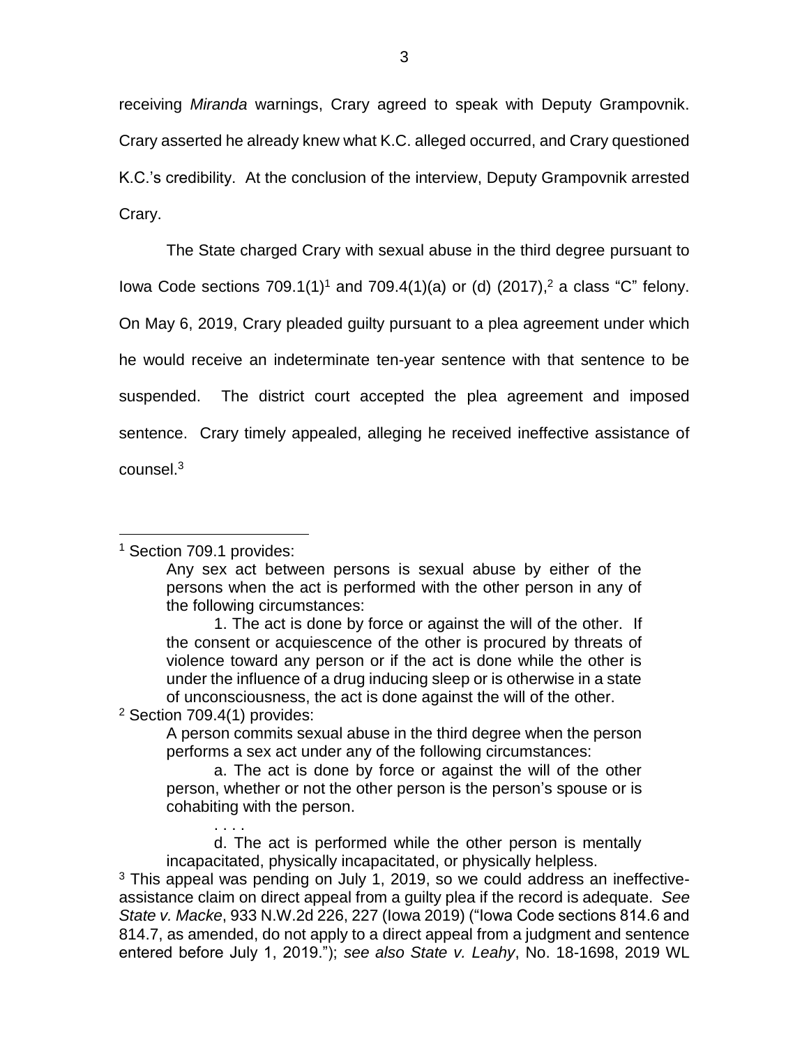receiving *Miranda* warnings, Crary agreed to speak with Deputy Grampovnik. Crary asserted he already knew what K.C. alleged occurred, and Crary questioned K.C.'s credibility. At the conclusion of the interview, Deputy Grampovnik arrested Crary.

The State charged Crary with sexual abuse in the third degree pursuant to Iowa Code sections 709.1(1)[1] and 709.4(1)(a) or (d) (2017),[2] a class "C" felony. On May 6, 2019, Crary pleaded guilty pursuant to a plea agreement under which he would receive an indeterminate ten-year sentence with that sentence to be suspended. The district court accepted the plea agreement and imposed sentence. Crary timely appealed, alleging he received ineffective assistance of counsel.[3]

---

[1] Section 709.1 provides:

> Any sex act between persons is sexual abuse by either of the persons when the act is performed with the other person in any of the following circumstances:
>
> 1. The act is done by force or against the will of the other. If the consent or acquiescence of the other is procured by threats of violence toward any person or if the act is done while the other is under the influence of a drug inducing sleep or is otherwise in a state of unconsciousness, the act is done against the will of the other.

[2] Section 709.4(1) provides:

> A person commits sexual abuse in the third degree when the person performs a sex act under any of the following circumstances:
>
> a. The act is done by force or against the will of the other person, whether or not the other person is the person's spouse or is cohabiting with the person.
>
> . . . .
>
> d. The act is performed while the other person is mentally incapacitated, physically incapacitated, or physically helpless.

[3] This appeal was pending on July 1, 2019, so we could address an ineffective-assistance claim on direct appeal from a guilty plea if the record is adequate. *See State v. Macke*, 933 N.W.2d 226, 227 (Iowa 2019) ("Iowa Code sections 814.6 and 814.7, as amended, do not apply to a direct appeal from a judgment and sentence entered before July 1, 2019."); *see also State v. Leahy*, No. 18-1698, 2019 WL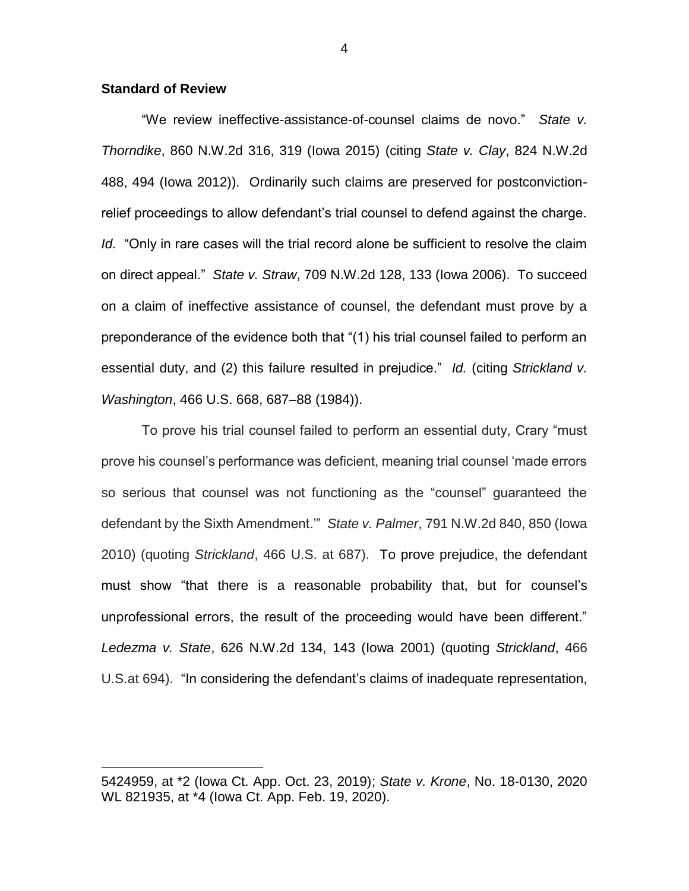**Standard of Review**

"We review ineffective-assistance-of-counsel claims de novo." *State v. Thorndike*, 860 N.W.2d 316, 319 (Iowa 2015) (citing *State v. Clay*, 824 N.W.2d 488, 494 (Iowa 2012)). Ordinarily such claims are preserved for postconviction-relief proceedings to allow defendant's trial counsel to defend against the charge. *Id.* "Only in rare cases will the trial record alone be sufficient to resolve the claim on direct appeal." *State v. Straw*, 709 N.W.2d 128, 133 (Iowa 2006). To succeed on a claim of ineffective assistance of counsel, the defendant must prove by a preponderance of the evidence both that "(1) his trial counsel failed to perform an essential duty, and (2) this failure resulted in prejudice." *Id.* (citing *Strickland v. Washington*, 466 U.S. 668, 687–88 (1984)).

To prove his trial counsel failed to perform an essential duty, Crary "must prove his counsel's performance was deficient, meaning trial counsel 'made errors so serious that counsel was not functioning as the "counsel" guaranteed the defendant by the Sixth Amendment.'" *State v. Palmer*, 791 N.W.2d 840, 850 (Iowa 2010) (quoting *Strickland*, 466 U.S. at 687). To prove prejudice, the defendant must show "that there is a reasonable probability that, but for counsel's unprofessional errors, the result of the proceeding would have been different." *Ledezma v. State*, 626 N.W.2d 134, 143 (Iowa 2001) (quoting *Strickland*, 466 U.S.at 694). "In considering the defendant's claims of inadequate representation,

5424959, at *2 (Iowa Ct. App. Oct. 23, 2019); *State v. Krone*, No. 18-0130, 2020 WL 821935, at *4 (Iowa Ct. App. Feb. 19, 2020).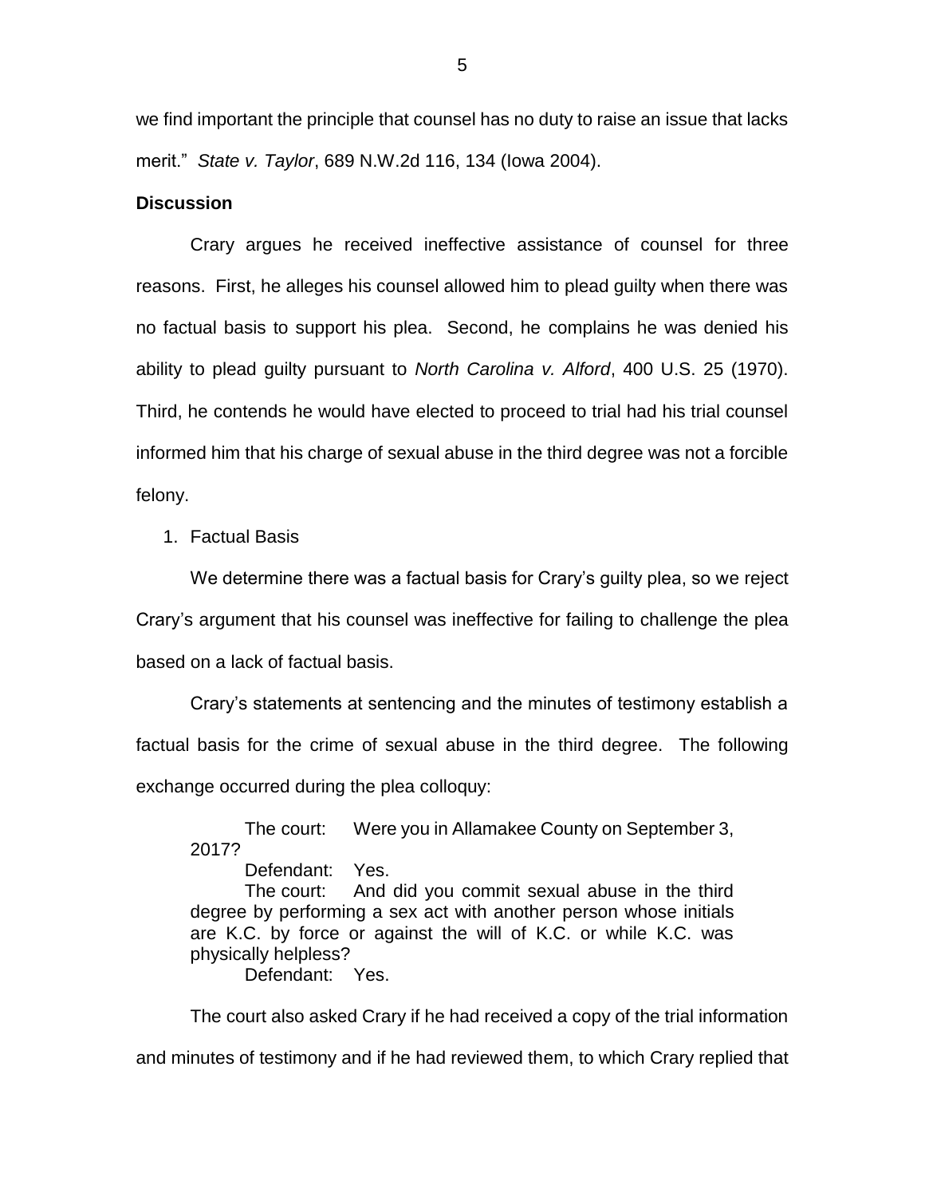we find important the principle that counsel has no duty to raise an issue that lacks merit." *State v. Taylor*, 689 N.W.2d 116, 134 (Iowa 2004).

**Discussion**

Crary argues he received ineffective assistance of counsel for three reasons. First, he alleges his counsel allowed him to plead guilty when there was no factual basis to support his plea. Second, he complains he was denied his ability to plead guilty pursuant to *North Carolina v. Alford*, 400 U.S. 25 (1970). Third, he contends he would have elected to proceed to trial had his trial counsel informed him that his charge of sexual abuse in the third degree was not a forcible felony.

1. Factual Basis

We determine there was a factual basis for Crary's guilty plea, so we reject Crary's argument that his counsel was ineffective for failing to challenge the plea based on a lack of factual basis.

Crary's statements at sentencing and the minutes of testimony establish a factual basis for the crime of sexual abuse in the third degree. The following exchange occurred during the plea colloquy:

> The court: Were you in Allamakee County on September 3, 2017?
>
> Defendant: Yes.
>
> The court: And did you commit sexual abuse in the third degree by performing a sex act with another person whose initials are K.C. by force or against the will of K.C. or while K.C. was physically helpless?
>
> Defendant: Yes.

The court also asked Crary if he had received a copy of the trial information and minutes of testimony and if he had reviewed them, to which Crary replied that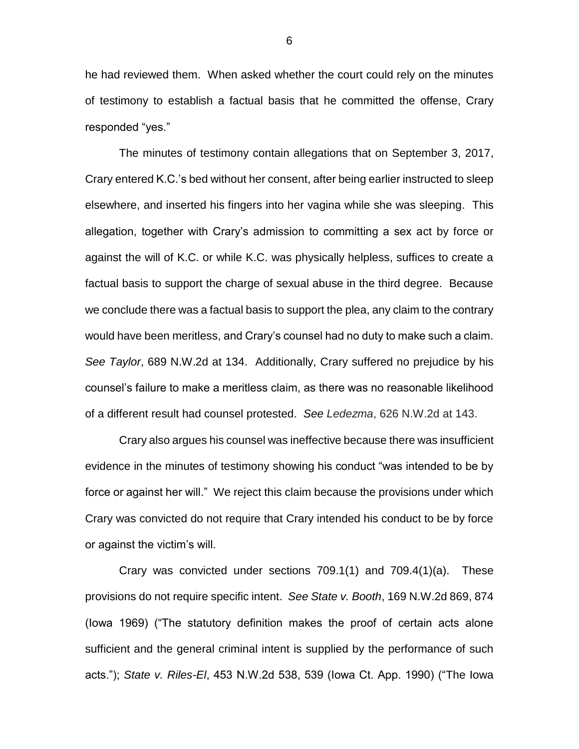he had reviewed them. When asked whether the court could rely on the minutes of testimony to establish a factual basis that he committed the offense, Crary responded "yes."

The minutes of testimony contain allegations that on September 3, 2017, Crary entered K.C.'s bed without her consent, after being earlier instructed to sleep elsewhere, and inserted his fingers into her vagina while she was sleeping. This allegation, together with Crary's admission to committing a sex act by force or against the will of K.C. or while K.C. was physically helpless, suffices to create a factual basis to support the charge of sexual abuse in the third degree. Because we conclude there was a factual basis to support the plea, any claim to the contrary would have been meritless, and Crary's counsel had no duty to make such a claim. *See Taylor*, 689 N.W.2d at 134. Additionally, Crary suffered no prejudice by his counsel's failure to make a meritless claim, as there was no reasonable likelihood of a different result had counsel protested. *See Ledezma*, 626 N.W.2d at 143.

Crary also argues his counsel was ineffective because there was insufficient evidence in the minutes of testimony showing his conduct "was intended to be by force or against her will." We reject this claim because the provisions under which Crary was convicted do not require that Crary intended his conduct to be by force or against the victim's will.

Crary was convicted under sections 709.1(1) and 709.4(1)(a). These provisions do not require specific intent. *See State v. Booth*, 169 N.W.2d 869, 874 (Iowa 1969) ("The statutory definition makes the proof of certain acts alone sufficient and the general criminal intent is supplied by the performance of such acts."); *State v. Riles-El*, 453 N.W.2d 538, 539 (Iowa Ct. App. 1990) ("The Iowa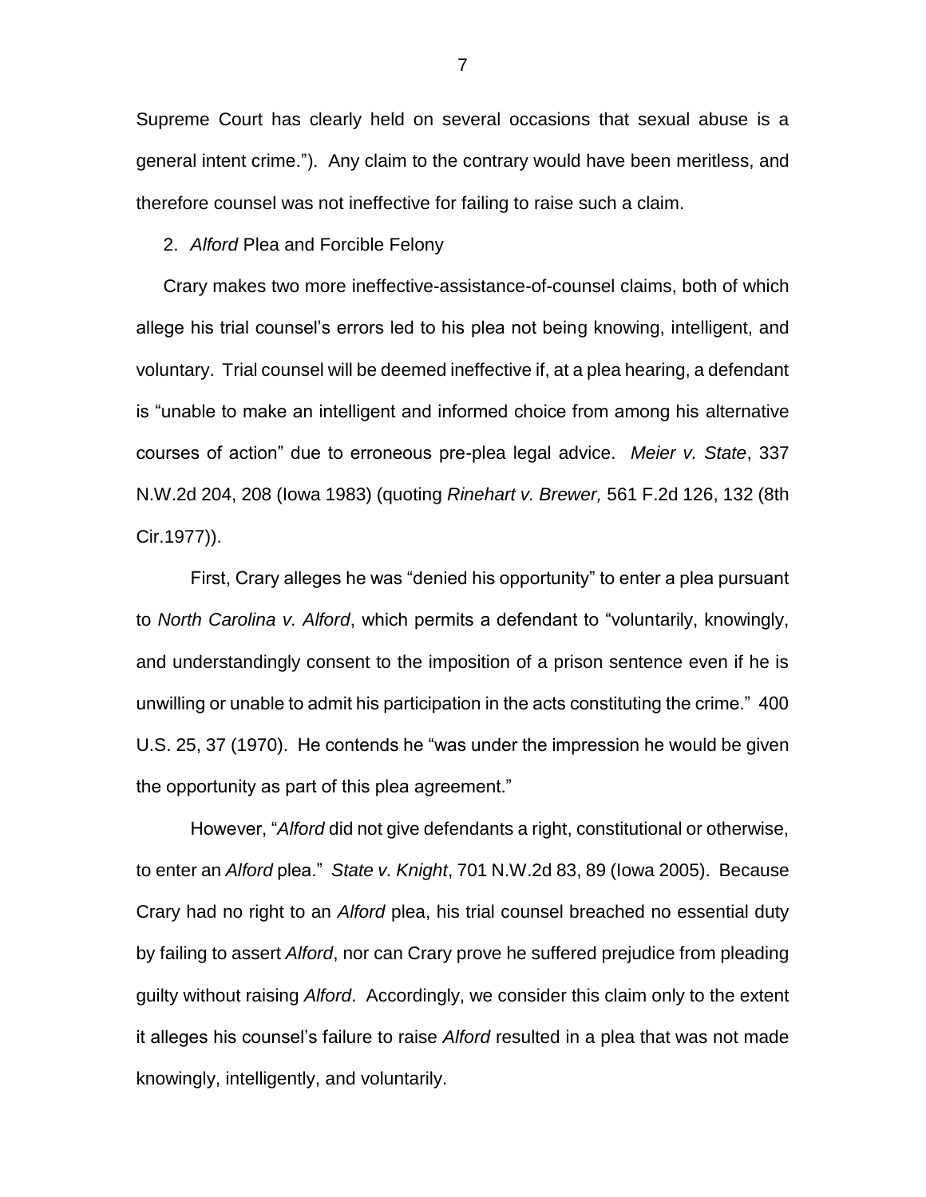Supreme Court has clearly held on several occasions that sexual abuse is a general intent crime."). Any claim to the contrary would have been meritless, and therefore counsel was not ineffective for failing to raise such a claim.

2. *Alford* Plea and Forcible Felony

Crary makes two more ineffective-assistance-of-counsel claims, both of which allege his trial counsel's errors led to his plea not being knowing, intelligent, and voluntary. Trial counsel will be deemed ineffective if, at a plea hearing, a defendant is "unable to make an intelligent and informed choice from among his alternative courses of action" due to erroneous pre-plea legal advice. *Meier v. State*, 337 N.W.2d 204, 208 (Iowa 1983) (quoting *Rinehart v. Brewer,* 561 F.2d 126, 132 (8th Cir.1977)).

First, Crary alleges he was "denied his opportunity" to enter a plea pursuant to *North Carolina v. Alford*, which permits a defendant to "voluntarily, knowingly, and understandingly consent to the imposition of a prison sentence even if he is unwilling or unable to admit his participation in the acts constituting the crime." 400 U.S. 25, 37 (1970). He contends he "was under the impression he would be given the opportunity as part of this plea agreement."

However, "*Alford* did not give defendants a right, constitutional or otherwise, to enter an *Alford* plea." *State v. Knight*, 701 N.W.2d 83, 89 (Iowa 2005). Because Crary had no right to an *Alford* plea, his trial counsel breached no essential duty by failing to assert *Alford*, nor can Crary prove he suffered prejudice from pleading guilty without raising *Alford*. Accordingly, we consider this claim only to the extent it alleges his counsel's failure to raise *Alford* resulted in a plea that was not made knowingly, intelligently, and voluntarily.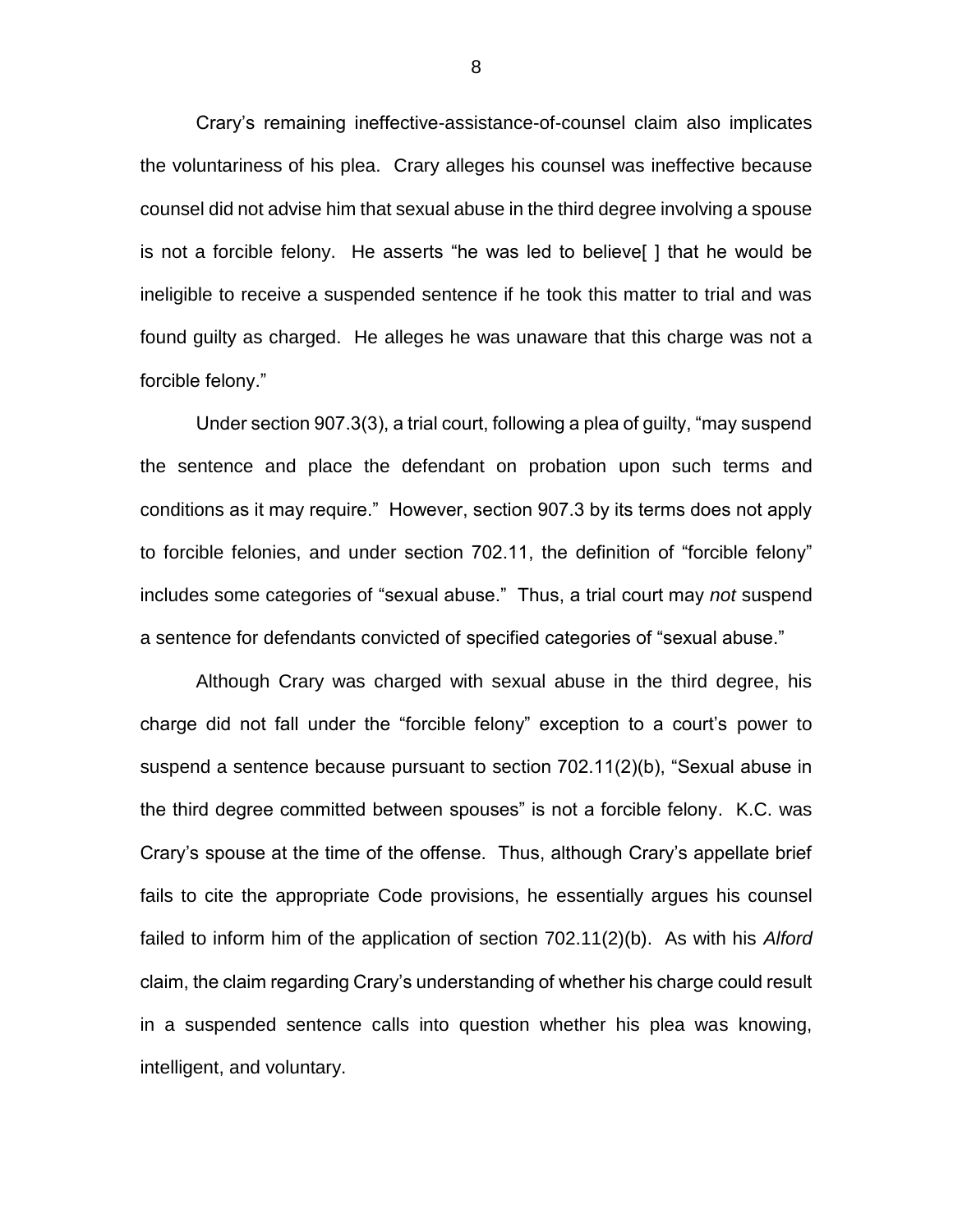Crary's remaining ineffective-assistance-of-counsel claim also implicates the voluntariness of his plea. Crary alleges his counsel was ineffective because counsel did not advise him that sexual abuse in the third degree involving a spouse is not a forcible felony. He asserts "he was led to believe[ ] that he would be ineligible to receive a suspended sentence if he took this matter to trial and was found guilty as charged. He alleges he was unaware that this charge was not a forcible felony."

Under section 907.3(3), a trial court, following a plea of guilty, "may suspend the sentence and place the defendant on probation upon such terms and conditions as it may require." However, section 907.3 by its terms does not apply to forcible felonies, and under section 702.11, the definition of "forcible felony" includes some categories of "sexual abuse." Thus, a trial court may *not* suspend a sentence for defendants convicted of specified categories of "sexual abuse."

Although Crary was charged with sexual abuse in the third degree, his charge did not fall under the "forcible felony" exception to a court's power to suspend a sentence because pursuant to section 702.11(2)(b), "Sexual abuse in the third degree committed between spouses" is not a forcible felony. K.C. was Crary's spouse at the time of the offense. Thus, although Crary's appellate brief fails to cite the appropriate Code provisions, he essentially argues his counsel failed to inform him of the application of section 702.11(2)(b). As with his *Alford* claim, the claim regarding Crary's understanding of whether his charge could result in a suspended sentence calls into question whether his plea was knowing, intelligent, and voluntary.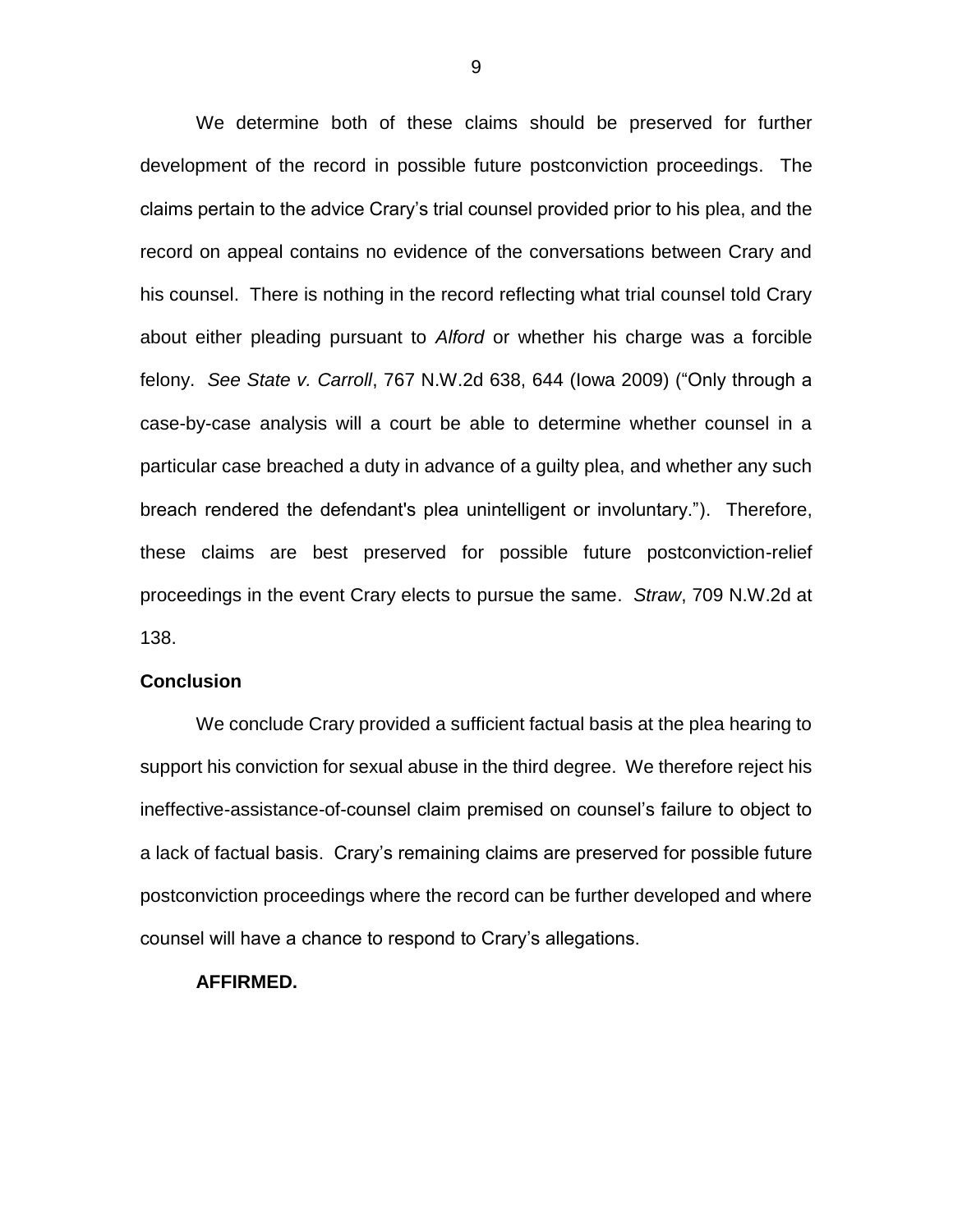We determine both of these claims should be preserved for further development of the record in possible future postconviction proceedings. The claims pertain to the advice Crary's trial counsel provided prior to his plea, and the record on appeal contains no evidence of the conversations between Crary and his counsel. There is nothing in the record reflecting what trial counsel told Crary about either pleading pursuant to *Alford* or whether his charge was a forcible felony. *See State v. Carroll*, 767 N.W.2d 638, 644 (Iowa 2009) ("Only through a case-by-case analysis will a court be able to determine whether counsel in a particular case breached a duty in advance of a guilty plea, and whether any such breach rendered the defendant's plea unintelligent or involuntary."). Therefore, these claims are best preserved for possible future postconviction-relief proceedings in the event Crary elects to pursue the same. *Straw*, 709 N.W.2d at 138.

**Conclusion**

We conclude Crary provided a sufficient factual basis at the plea hearing to support his conviction for sexual abuse in the third degree. We therefore reject his ineffective-assistance-of-counsel claim premised on counsel's failure to object to a lack of factual basis. Crary's remaining claims are preserved for possible future postconviction proceedings where the record can be further developed and where counsel will have a chance to respond to Crary's allegations.

**AFFIRMED.**